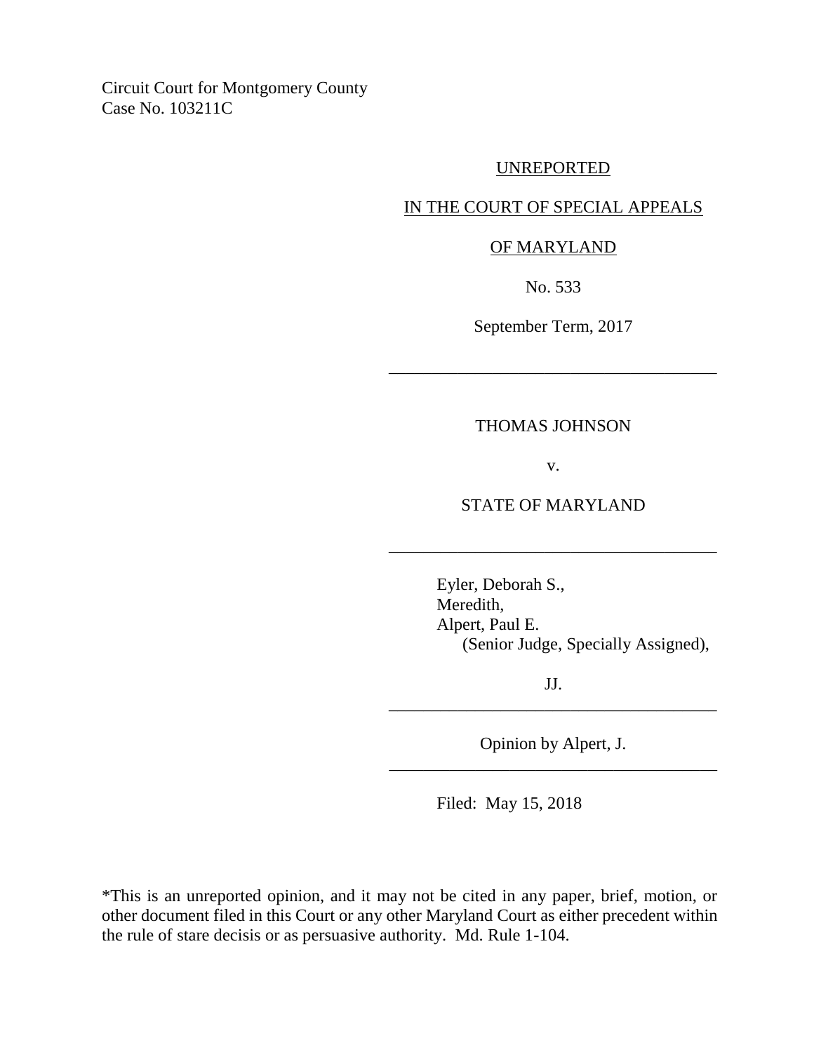Circuit Court for Montgomery County
Case No. 103211C

UNREPORTED

IN THE COURT OF SPECIAL APPEALS

OF MARYLAND

No. 533

September Term, 2017

---

THOMAS JOHNSON

v.

STATE OF MARYLAND

---

Eyler, Deborah S.,
Meredith,
Alpert, Paul E.
(Senior Judge, Specially Assigned),

JJ.

---

Opinion by Alpert, J.

---

Filed: May 15, 2018

*This is an unreported opinion, and it may not be cited in any paper, brief, motion, or other document filed in this Court or any other Maryland Court as either precedent within the rule of stare decisis or as persuasive authority. Md. Rule 1-104.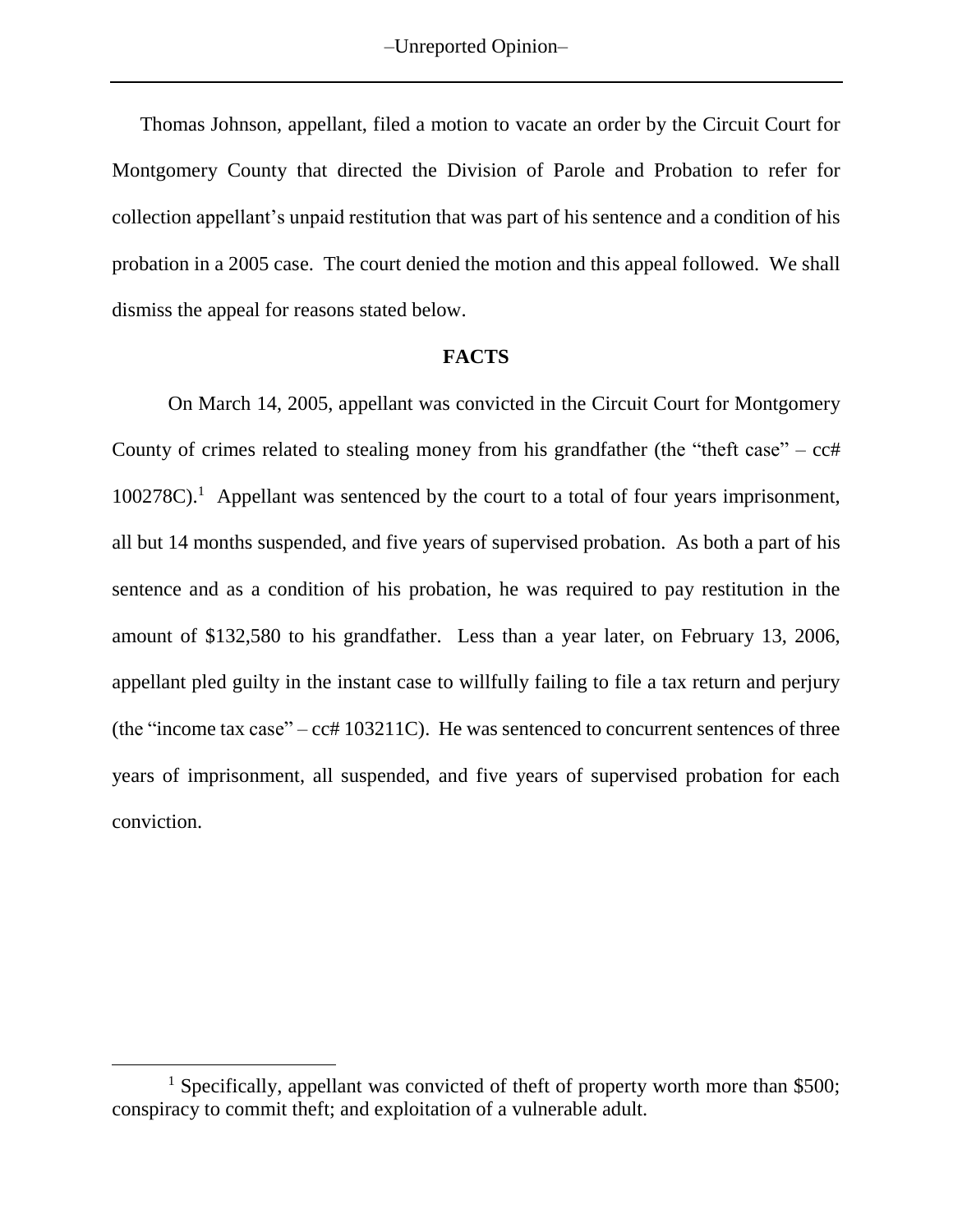Thomas Johnson, appellant, filed a motion to vacate an order by the Circuit Court for Montgomery County that directed the Division of Parole and Probation to refer for collection appellant's unpaid restitution that was part of his sentence and a condition of his probation in a 2005 case. The court denied the motion and this appeal followed. We shall dismiss the appeal for reasons stated below.

**FACTS**

On March 14, 2005, appellant was convicted in the Circuit Court for Montgomery County of crimes related to stealing money from his grandfather (the "theft case" – cc# 100278C).[1] Appellant was sentenced by the court to a total of four years imprisonment, all but 14 months suspended, and five years of supervised probation. As both a part of his sentence and as a condition of his probation, he was required to pay restitution in the amount of $132,580 to his grandfather. Less than a year later, on February 13, 2006, appellant pled guilty in the instant case to willfully failing to file a tax return and perjury (the "income tax case" – cc# 103211C). He was sentenced to concurrent sentences of three years of imprisonment, all suspended, and five years of supervised probation for each conviction.

[1] Specifically, appellant was convicted of theft of property worth more than $500; conspiracy to commit theft; and exploitation of a vulnerable adult.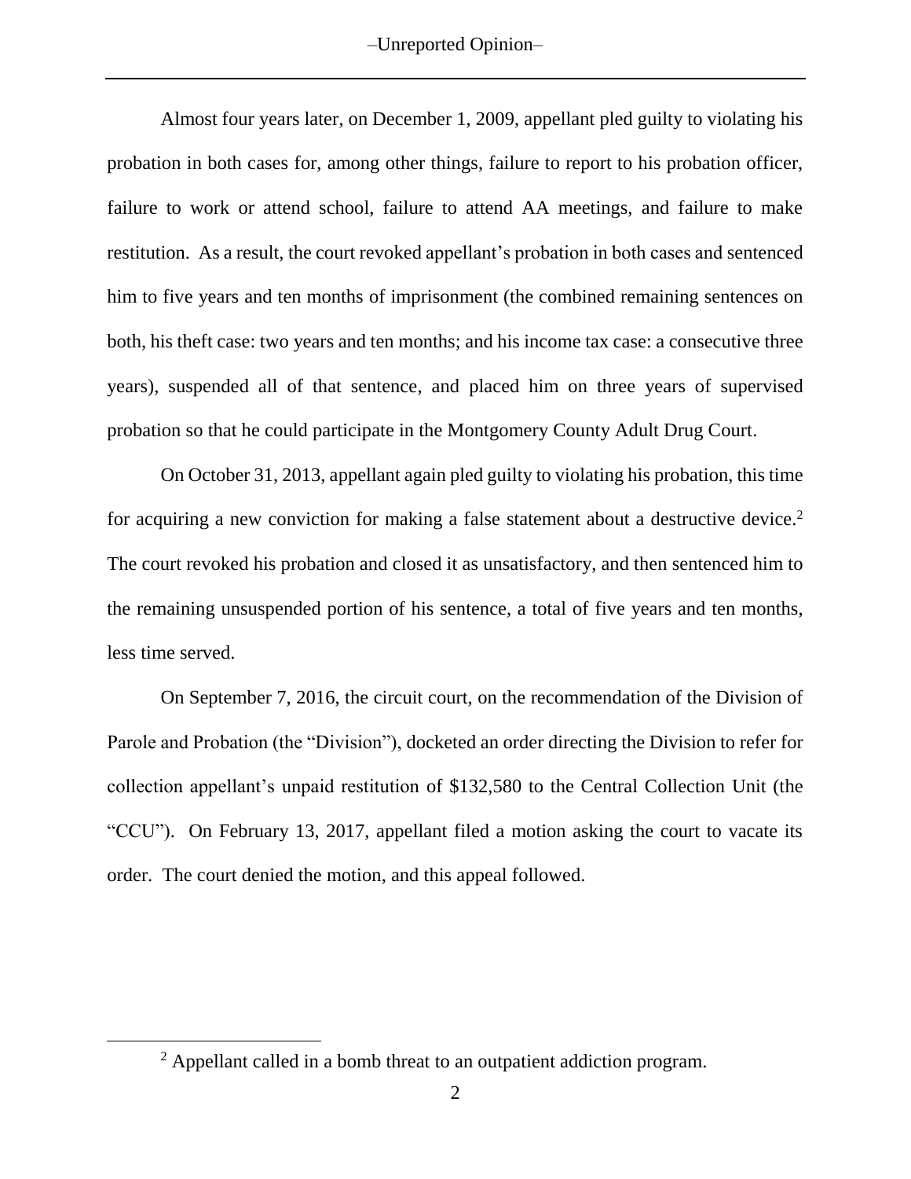Almost four years later, on December 1, 2009, appellant pled guilty to violating his probation in both cases for, among other things, failure to report to his probation officer, failure to work or attend school, failure to attend AA meetings, and failure to make restitution. As a result, the court revoked appellant's probation in both cases and sentenced him to five years and ten months of imprisonment (the combined remaining sentences on both, his theft case: two years and ten months; and his income tax case: a consecutive three years), suspended all of that sentence, and placed him on three years of supervised probation so that he could participate in the Montgomery County Adult Drug Court.

On October 31, 2013, appellant again pled guilty to violating his probation, this time for acquiring a new conviction for making a false statement about a destructive device.[2] The court revoked his probation and closed it as unsatisfactory, and then sentenced him to the remaining unsuspended portion of his sentence, a total of five years and ten months, less time served.

On September 7, 2016, the circuit court, on the recommendation of the Division of Parole and Probation (the "Division"), docketed an order directing the Division to refer for collection appellant's unpaid restitution of $132,580 to the Central Collection Unit (the "CCU"). On February 13, 2017, appellant filed a motion asking the court to vacate its order. The court denied the motion, and this appeal followed.

[2] Appellant called in a bomb threat to an outpatient addiction program.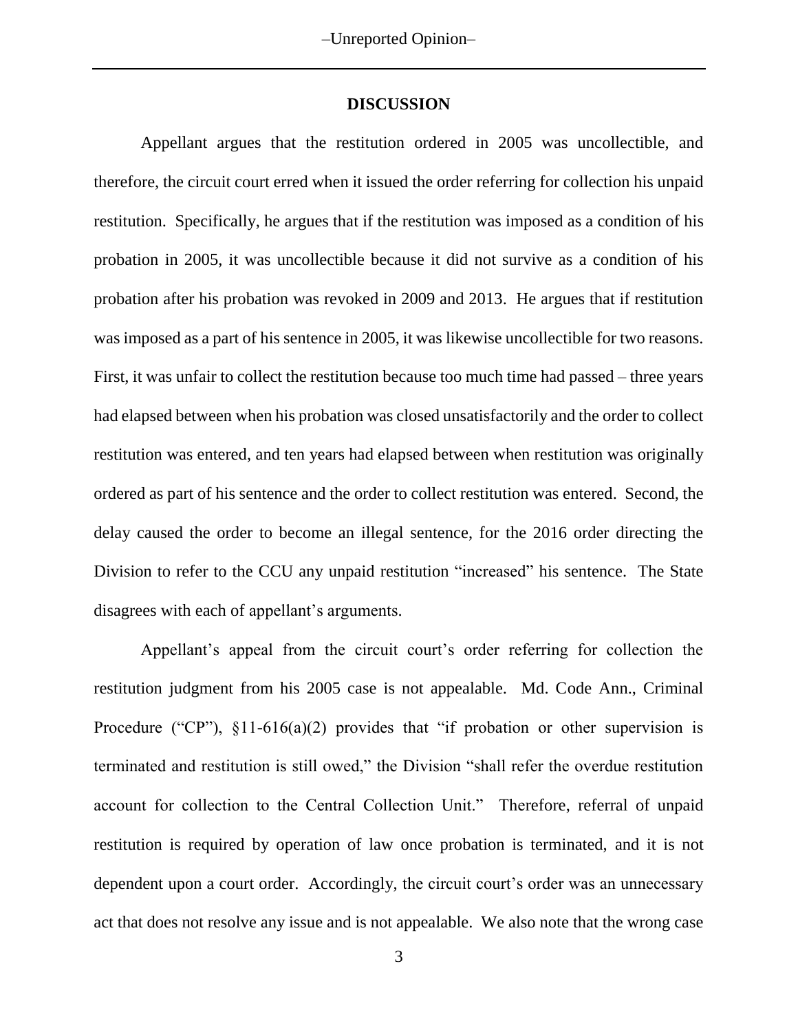## DISCUSSION

Appellant argues that the restitution ordered in 2005 was uncollectible, and therefore, the circuit court erred when it issued the order referring for collection his unpaid restitution. Specifically, he argues that if the restitution was imposed as a condition of his probation in 2005, it was uncollectible because it did not survive as a condition of his probation after his probation was revoked in 2009 and 2013. He argues that if restitution was imposed as a part of his sentence in 2005, it was likewise uncollectible for two reasons. First, it was unfair to collect the restitution because too much time had passed – three years had elapsed between when his probation was closed unsatisfactorily and the order to collect restitution was entered, and ten years had elapsed between when restitution was originally ordered as part of his sentence and the order to collect restitution was entered. Second, the delay caused the order to become an illegal sentence, for the 2016 order directing the Division to refer to the CCU any unpaid restitution "increased" his sentence. The State disagrees with each of appellant's arguments.

Appellant's appeal from the circuit court's order referring for collection the restitution judgment from his 2005 case is not appealable. Md. Code Ann., Criminal Procedure ("CP"), §11-616(a)(2) provides that "if probation or other supervision is terminated and restitution is still owed," the Division "shall refer the overdue restitution account for collection to the Central Collection Unit." Therefore, referral of unpaid restitution is required by operation of law once probation is terminated, and it is not dependent upon a court order. Accordingly, the circuit court's order was an unnecessary act that does not resolve any issue and is not appealable. We also note that the wrong case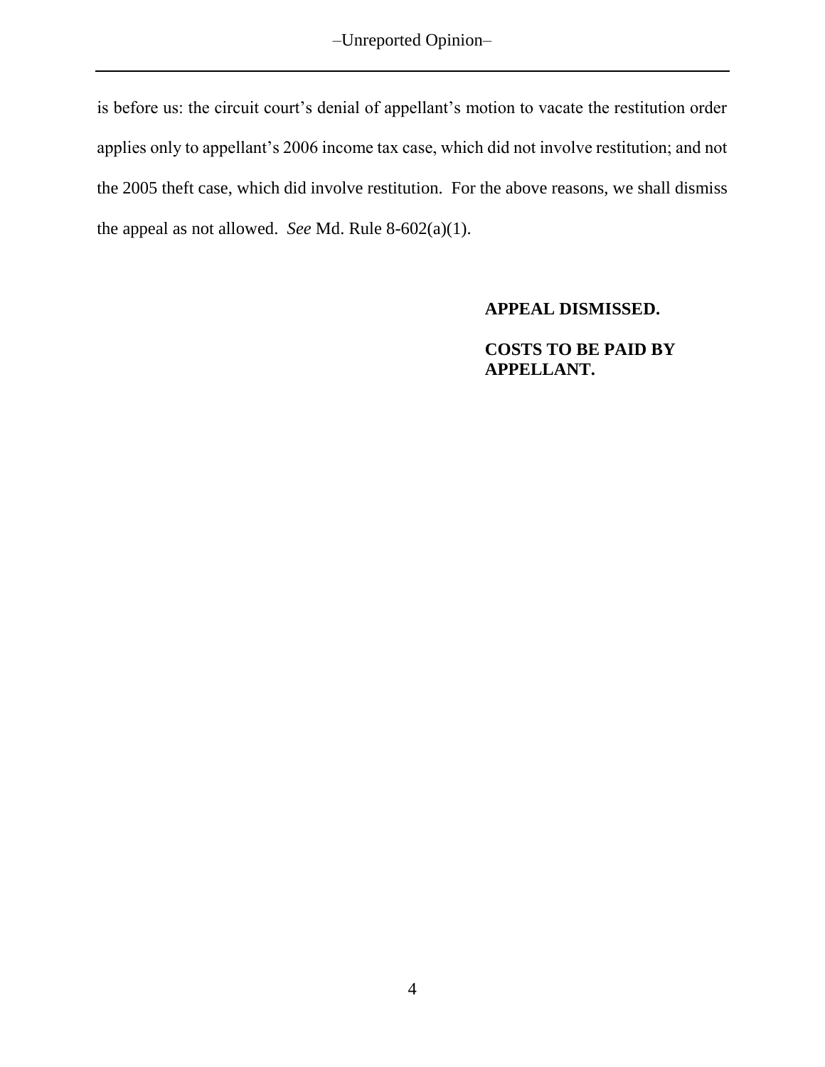is before us: the circuit court's denial of appellant's motion to vacate the restitution order applies only to appellant's 2006 income tax case, which did not involve restitution; and not the 2005 theft case, which did involve restitution. For the above reasons, we shall dismiss the appeal as not allowed. *See* Md. Rule 8-602(a)(1).

**APPEAL DISMISSED.**

**COSTS TO BE PAID BY APPELLANT.**